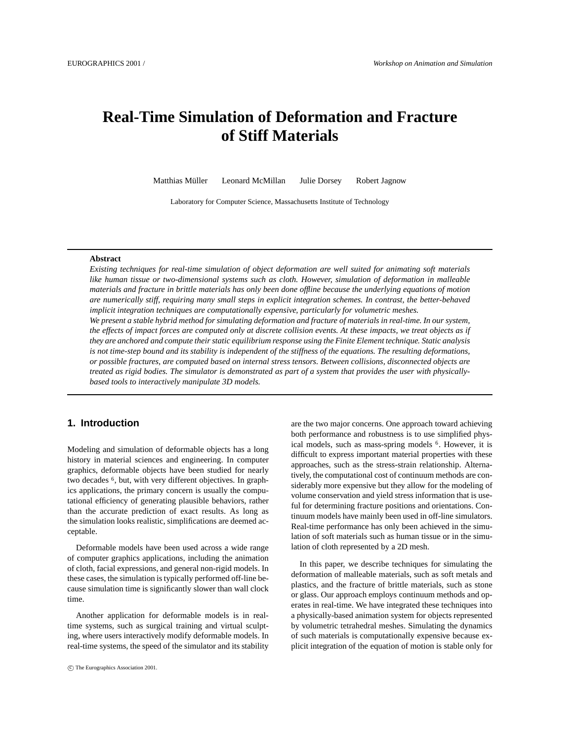# Real-Time Simulation of Deformation and Fracture of Stiff Materials

Matthias Müller  Leonard McMillan  Julie Dorsey  Robert Jagnow

Laboratory for Computer Science, Massachusetts Institute of Technology

**Abstract**

*Existing techniques for real-time simulation of object deformation are well suited for animating soft materials like human tissue or two-dimensional systems such as cloth. However, simulation of deformation in malleable materials and fracture in brittle materials has only been done offline because the underlying equations of motion are numerically stiff, requiring many small steps in explicit integration schemes. In contrast, the better-behaved implicit integration techniques are computationally expensive, particularly for volumetric meshes.*

*We present a stable hybrid method for simulating deformation and fracture of materials in real-time. In our system, the effects of impact forces are computed only at discrete collision events. At these impacts, we treat objects as if they are anchored and compute their static equilibrium response using the Finite Element technique. Static analysis is not time-step bound and its stability is independent of the stiffness of the equations. The resulting deformations, or possible fractures, are computed based on internal stress tensors. Between collisions, disconnected objects are treated as rigid bodies. The simulator is demonstrated as part of a system that provides the user with physically-based tools to interactively manipulate 3D models.*

## 1. Introduction

Modeling and simulation of deformable objects has a long history in material sciences and engineering. In computer graphics, deformable objects have been studied for nearly two decades [6], but, with very different objectives. In graphics applications, the primary concern is usually the computational efficiency of generating plausible behaviors, rather than the accurate prediction of exact results. As long as the simulation looks realistic, simplifications are deemed acceptable.

Deformable models have been used across a wide range of computer graphics applications, including the animation of cloth, facial expressions, and general non-rigid models. In these cases, the simulation is typically performed off-line because simulation time is significantly slower than wall clock time.

Another application for deformable models is in real-time systems, such as surgical training and virtual sculpting, where users interactively modify deformable models. In real-time systems, the speed of the simulator and its stability are the two major concerns. One approach toward achieving both performance and robustness is to use simplified physical models, such as mass-spring models [6]. However, it is difficult to express important material properties with these approaches, such as the stress-strain relationship. Alternatively, the computational cost of continuum methods are considerably more expensive but they allow for the modeling of volume conservation and yield stress information that is useful for determining fracture positions and orientations. Continuum models have mainly been used in off-line simulators. Real-time performance has only been achieved in the simulation of soft materials such as human tissue or in the simulation of cloth represented by a 2D mesh.

In this paper, we describe techniques for simulating the deformation of malleable materials, such as soft metals and plastics, and the fracture of brittle materials, such as stone or glass. Our approach employs continuum methods and operates in real-time. We have integrated these techniques into a physically-based animation system for objects represented by volumetric tetrahedral meshes. Simulating the dynamics of such materials is computationally expensive because explicit integration of the equation of motion is stable only for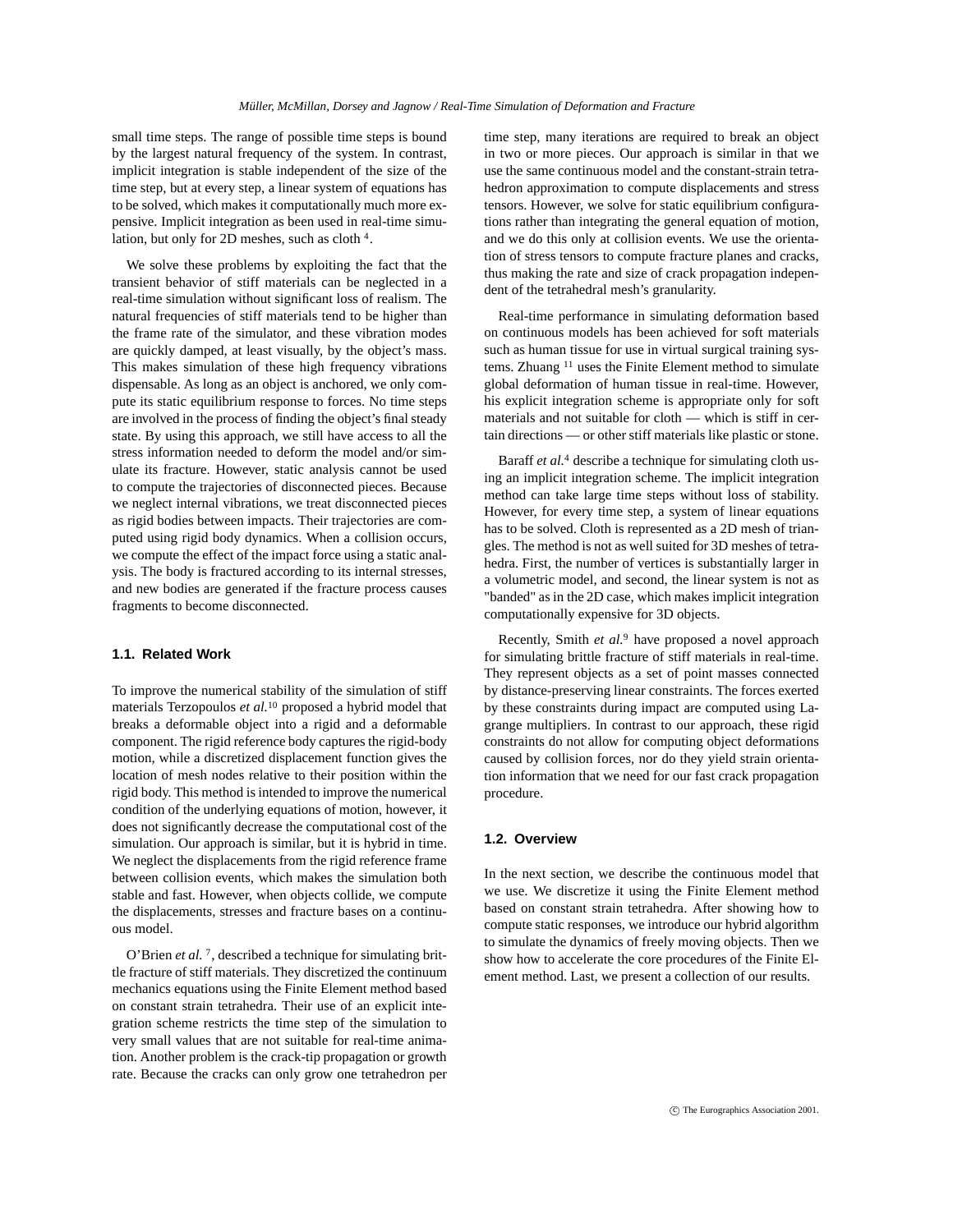small time steps. The range of possible time steps is bound by the largest natural frequency of the system. In contrast, implicit integration is stable independent of the size of the time step, but at every step, a linear system of equations has to be solved, which makes it computationally much more expensive. Implicit integration as been used in real-time simulation, but only for 2D meshes, such as cloth [4].

We solve these problems by exploiting the fact that the transient behavior of stiff materials can be neglected in a real-time simulation without significant loss of realism. The natural frequencies of stiff materials tend to be higher than the frame rate of the simulator, and these vibration modes are quickly damped, at least visually, by the object's mass. This makes simulation of these high frequency vibrations dispensable. As long as an object is anchored, we only compute its static equilibrium response to forces. No time steps are involved in the process of finding the object's final steady state. By using this approach, we still have access to all the stress information needed to deform the model and/or simulate its fracture. However, static analysis cannot be used to compute the trajectories of disconnected pieces. Because we neglect internal vibrations, we treat disconnected pieces as rigid bodies between impacts. Their trajectories are computed using rigid body dynamics. When a collision occurs, we compute the effect of the impact force using a static analysis. The body is fractured according to its internal stresses, and new bodies are generated if the fracture process causes fragments to become disconnected.

### 1.1. Related Work

To improve the numerical stability of the simulation of stiff materials Terzopoulos *et al.*[10] proposed a hybrid model that breaks a deformable object into a rigid and a deformable component. The rigid reference body captures the rigid-body motion, while a discretized displacement function gives the location of mesh nodes relative to their position within the rigid body. This method is intended to improve the numerical condition of the underlying equations of motion, however, it does not significantly decrease the computational cost of the simulation. Our approach is similar, but it is hybrid in time. We neglect the displacements from the rigid reference frame between collision events, which makes the simulation both stable and fast. However, when objects collide, we compute the displacements, stresses and fracture bases on a continuous model.

O'Brien *et al.* [7], described a technique for simulating brittle fracture of stiff materials. They discretized the continuum mechanics equations using the Finite Element method based on constant strain tetrahedra. Their use of an explicit integration scheme restricts the time step of the simulation to very small values that are not suitable for real-time animation. Another problem is the crack-tip propagation or growth rate. Because the cracks can only grow one tetrahedron per time step, many iterations are required to break an object in two or more pieces. Our approach is similar in that we use the same continuous model and the constant-strain tetrahedron approximation to compute displacements and stress tensors. However, we solve for static equilibrium configurations rather than integrating the general equation of motion, and we do this only at collision events. We use the orientation of stress tensors to compute fracture planes and cracks, thus making the rate and size of crack propagation independent of the tetrahedral mesh's granularity.

Real-time performance in simulating deformation based on continuous models has been achieved for soft materials such as human tissue for use in virtual surgical training systems. Zhuang [11] uses the Finite Element method to simulate global deformation of human tissue in real-time. However, his explicit integration scheme is appropriate only for soft materials and not suitable for cloth — which is stiff in certain directions — or other stiff materials like plastic or stone.

Baraff *et al.*[4] describe a technique for simulating cloth using an implicit integration scheme. The implicit integration method can take large time steps without loss of stability. However, for every time step, a system of linear equations has to be solved. Cloth is represented as a 2D mesh of triangles. The method is not as well suited for 3D meshes of tetrahedra. First, the number of vertices is substantially larger in a volumetric model, and second, the linear system is not as "banded" as in the 2D case, which makes implicit integration computationally expensive for 3D objects.

Recently, Smith *et al.*[9] have proposed a novel approach for simulating brittle fracture of stiff materials in real-time. They represent objects as a set of point masses connected by distance-preserving linear constraints. The forces exerted by these constraints during impact are computed using Lagrange multipliers. In contrast to our approach, these rigid constraints do not allow for computing object deformations caused by collision forces, nor do they yield strain orientation information that we need for our fast crack propagation procedure.

### 1.2. Overview

In the next section, we describe the continuous model that we use. We discretize it using the Finite Element method based on constant strain tetrahedra. After showing how to compute static responses, we introduce our hybrid algorithm to simulate the dynamics of freely moving objects. Then we show how to accelerate the core procedures of the Finite Element method. Last, we present a collection of our results.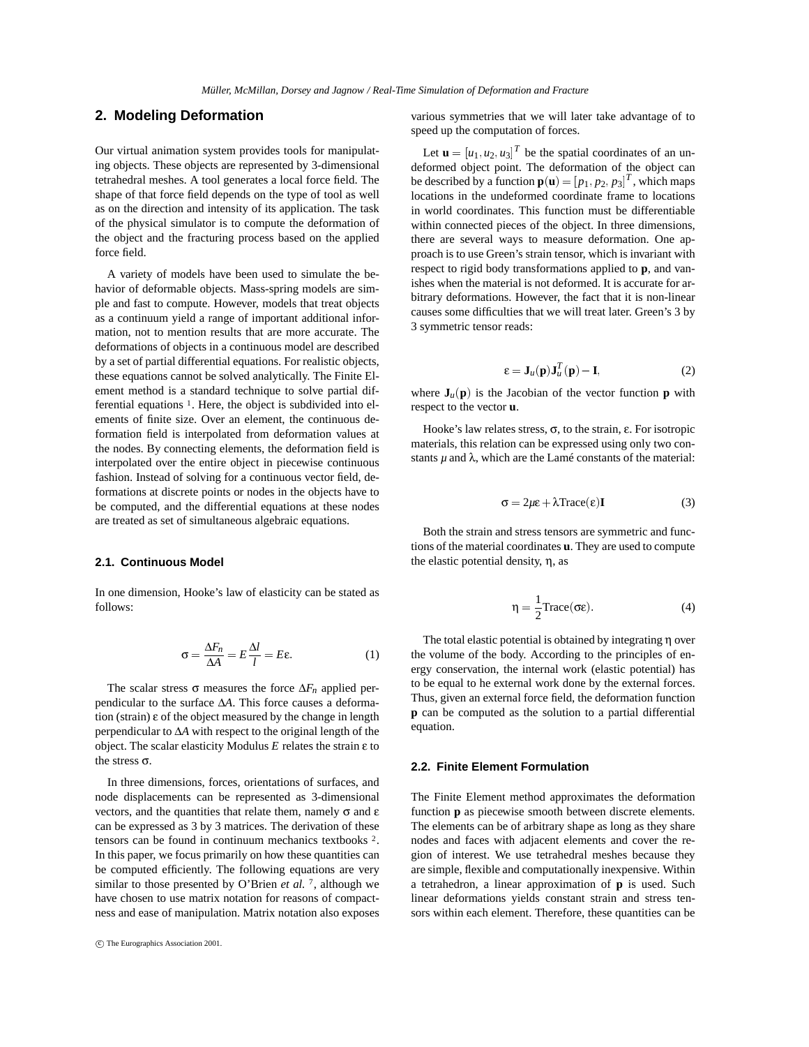## 2. Modeling Deformation

Our virtual animation system provides tools for manipulating objects. These objects are represented by 3-dimensional tetrahedral meshes. A tool generates a local force field. The shape of that force field depends on the type of tool as well as on the direction and intensity of its application. The task of the physical simulator is to compute the deformation of the object and the fracturing process based on the applied force field.

A variety of models have been used to simulate the behavior of deformable objects. Mass-spring models are simple and fast to compute. However, models that treat objects as a continuum yield a range of important additional information, not to mention results that are more accurate. The deformations of objects in a continuous model are described by a set of partial differential equations. For realistic objects, these equations cannot be solved analytically. The Finite Element method is a standard technique to solve partial differential equations [1]. Here, the object is subdivided into elements of finite size. Over an element, the continuous deformation field is interpolated from deformation values at the nodes. By connecting elements, the deformation field is interpolated over the entire object in piecewise continuous fashion. Instead of solving for a continuous vector field, deformations at discrete points or nodes in the objects have to be computed, and the differential equations at these nodes are treated as set of simultaneous algebraic equations.

### 2.1. Continuous Model

In one dimension, Hooke's law of elasticity can be stated as follows:

$$\sigma = \frac{\Delta F_n}{\Delta A} = E\frac{\Delta l}{l} = E\varepsilon. \tag{1}$$

The scalar stress $\sigma$ measures the force $\Delta F_n$ applied perpendicular to the surface $\Delta A$. This force causes a deformation (strain) $\varepsilon$ of the object measured by the change in length perpendicular to $\Delta A$ with respect to the original length of the object. The scalar elasticity Modulus $E$ relates the strain $\varepsilon$ to the stress $\sigma$.

In three dimensions, forces, orientations of surfaces, and node displacements can be represented as 3-dimensional vectors, and the quantities that relate them, namely $\sigma$ and $\varepsilon$ can be expressed as 3 by 3 matrices. The derivation of these tensors can be found in continuum mechanics textbooks [2]. In this paper, we focus primarily on how these quantities can be computed efficiently. The following equations are very similar to those presented by O'Brien *et al.* [7], although we have chosen to use matrix notation for reasons of compactness and ease of manipulation. Matrix notation also exposes various symmetries that we will later take advantage of to speed up the computation of forces.

Let $\mathbf{u} = [u_1, u_2, u_3]^T$ be the spatial coordinates of an undeformed object point. The deformation of the object can be described by a function $\mathbf{p}(\mathbf{u}) = [p_1, p_2, p_3]^T$, which maps locations in the undeformed coordinate frame to locations in world coordinates. This function must be differentiable within connected pieces of the object. In three dimensions, there are several ways to measure deformation. One approach is to use Green's strain tensor, which is invariant with respect to rigid body transformations applied to $\mathbf{p}$, and vanishes when the material is not deformed. It is accurate for arbitrary deformations. However, the fact that it is non-linear causes some difficulties that we will treat later. Green's 3 by 3 symmetric tensor reads:

$$\varepsilon = \mathbf{J}_u(\mathbf{p})\mathbf{J}_u^T(\mathbf{p}) - \mathbf{I}, \tag{2}$$

where $\mathbf{J}_u(\mathbf{p})$ is the Jacobian of the vector function $\mathbf{p}$ with respect to the vector $\mathbf{u}$.

Hooke's law relates stress, $\sigma$, to the strain, $\varepsilon$. For isotropic materials, this relation can be expressed using only two constants $\mu$ and $\lambda$, which are the Lamé constants of the material:

$$\sigma = 2\mu\varepsilon + \lambda \mathrm{Trace}(\varepsilon)\mathbf{I} \tag{3}$$

Both the strain and stress tensors are symmetric and functions of the material coordinates $\mathbf{u}$. They are used to compute the elastic potential density, $\eta$, as

$$\eta = \frac{1}{2}\mathrm{Trace}(\sigma\varepsilon). \tag{4}$$

The total elastic potential is obtained by integrating $\eta$ over the volume of the body. According to the principles of energy conservation, the internal work (elastic potential) has to be equal to he external work done by the external forces. Thus, given an external force field, the deformation function $\mathbf{p}$ can be computed as the solution to a partial differential equation.

### 2.2. Finite Element Formulation

The Finite Element method approximates the deformation function $\mathbf{p}$ as piecewise smooth between discrete elements. The elements can be of arbitrary shape as long as they share nodes and faces with adjacent elements and cover the region of interest. We use tetrahedral meshes because they are simple, flexible and computationally inexpensive. Within a tetrahedron, a linear approximation of $\mathbf{p}$ is used. Such linear deformations yields constant strain and stress tensors within each element. Therefore, these quantities can be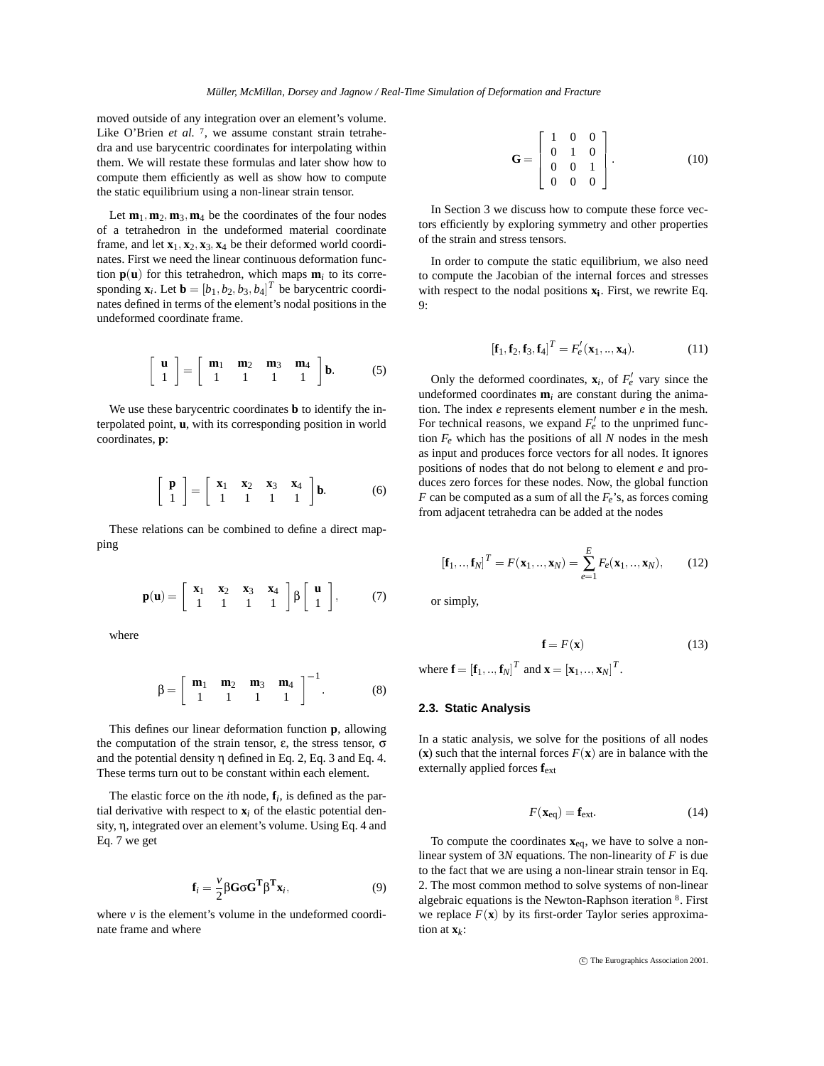moved outside of any integration over an element's volume. Like O'Brien *et al.* [7], we assume constant strain tetrahedra and use barycentric coordinates for interpolating within them. We will restate these formulas and later show how to compute them efficiently as well as show how to compute the static equilibrium using a non-linear strain tensor.

Let $\mathbf{m}_1, \mathbf{m}_2, \mathbf{m}_3, \mathbf{m}_4$ be the coordinates of the four nodes of a tetrahedron in the undeformed material coordinate frame, and let $\mathbf{x}_1, \mathbf{x}_2, \mathbf{x}_3, \mathbf{x}_4$ be their deformed world coordinates. First we need the linear continuous deformation function $\mathbf{p}(\mathbf{u})$ for this tetrahedron, which maps $\mathbf{m}_i$ to its corresponding $\mathbf{x}_i$. Let $\mathbf{b} = [b_1, b_2, b_3, b_4]^T$ be barycentric coordinates defined in terms of the element's nodal positions in the undeformed coordinate frame.

$$\begin{bmatrix} \mathbf{u} \\ 1 \end{bmatrix} = \begin{bmatrix} \mathbf{m}_1 & \mathbf{m}_2 & \mathbf{m}_3 & \mathbf{m}_4 \\ 1 & 1 & 1 & 1 \end{bmatrix} \mathbf{b}. \tag{5}$$

We use these barycentric coordinates $\mathbf{b}$ to identify the interpolated point, $\mathbf{u}$, with its corresponding position in world coordinates, $\mathbf{p}$:

$$\begin{bmatrix} \mathbf{p} \\ 1 \end{bmatrix} = \begin{bmatrix} \mathbf{x}_1 & \mathbf{x}_2 & \mathbf{x}_3 & \mathbf{x}_4 \\ 1 & 1 & 1 & 1 \end{bmatrix} \mathbf{b}. \tag{6}$$

These relations can be combined to define a direct mapping

$$\mathbf{p}(\mathbf{u}) = \begin{bmatrix} \mathbf{x}_1 & \mathbf{x}_2 & \mathbf{x}_3 & \mathbf{x}_4 \\ 1 & 1 & 1 & 1 \end{bmatrix} \beta \begin{bmatrix} \mathbf{u} \\ 1 \end{bmatrix}, \tag{7}$$

where

$$\beta = \begin{bmatrix} \mathbf{m}_1 & \mathbf{m}_2 & \mathbf{m}_3 & \mathbf{m}_4 \\ 1 & 1 & 1 & 1 \end{bmatrix}^{-1}. \tag{8}$$

This defines our linear deformation function $\mathbf{p}$, allowing the computation of the strain tensor, $\varepsilon$, the stress tensor, $\sigma$ and the potential density $\eta$ defined in Eq. 2, Eq. 3 and Eq. 4. These terms turn out to be constant within each element.

The elastic force on the $i$th node, $\mathbf{f}_i$, is defined as the partial derivative with respect to $\mathbf{x}_i$ of the elastic potential density, $\eta$, integrated over an element's volume. Using Eq. 4 and Eq. 7 we get

$$\mathbf{f}_i = \frac{v}{2} \beta \mathbf{G} \sigma \mathbf{G}^{\mathbf{T}} \beta^{\mathbf{T}} \mathbf{x}_i, \tag{9}$$

where $v$ is the element's volume in the undeformed coordinate frame and where

$$\mathbf{G} = \begin{bmatrix} 1 & 0 & 0 \\ 0 & 1 & 0 \\ 0 & 0 & 1 \\ 0 & 0 & 0 \end{bmatrix}. \tag{10}$$

In Section 3 we discuss how to compute these force vectors efficiently by exploring symmetry and other properties of the strain and stress tensors.

In order to compute the static equilibrium, we also need to compute the Jacobian of the internal forces and stresses with respect to the nodal positions $\mathbf{x_i}$. First, we rewrite Eq. 9:

$$[\mathbf{f}_1, \mathbf{f}_2, \mathbf{f}_3, \mathbf{f}_4]^T = F'_e(\mathbf{x}_1, .., \mathbf{x}_4). \tag{11}$$

Only the deformed coordinates, $\mathbf{x}_i$, of $F'_e$ vary since the undeformed coordinates $\mathbf{m}_i$ are constant during the animation. The index $e$ represents element number $e$ in the mesh. For technical reasons, we expand $F'_e$ to the unprimed function $F_e$ which has the positions of all $N$ nodes in the mesh as input and produces force vectors for all nodes. It ignores positions of nodes that do not belong to element $e$ and produces zero forces for these nodes. Now, the global function $F$ can be computed as a sum of all the $F_e$'s, as forces coming from adjacent tetrahedra can be added at the nodes

$$[\mathbf{f}_1, .., \mathbf{f}_N]^T = F(\mathbf{x}_1, .., \mathbf{x}_N) = \sum_{e=1}^{E} F_e(\mathbf{x}_1, .., \mathbf{x}_N), \tag{12}$$

or simply,

$$\mathbf{f} = F(\mathbf{x}) \tag{13}$$

where $\mathbf{f} = [\mathbf{f}_1, .., \mathbf{f}_N]^T$ and $\mathbf{x} = [\mathbf{x}_1, .., \mathbf{x}_N]^T$.

### 2.3. Static Analysis

In a static analysis, we solve for the positions of all nodes ($\mathbf{x}$) such that the internal forces $F(\mathbf{x})$ are in balance with the externally applied forces $\mathbf{f}_{\text{ext}}$

$$F(\mathbf{x}_{\text{eq}}) = \mathbf{f}_{\text{ext}}. \tag{14}$$

To compute the coordinates $\mathbf{x}_{\text{eq}}$, we have to solve a non-linear system of $3N$ equations. The non-linearity of $F$ is due to the fact that we are using a non-linear strain tensor in Eq. 2. The most common method to solve systems of non-linear algebraic equations is the Newton-Raphson iteration [8]. First we replace $F(\mathbf{x})$ by its first-order Taylor series approximation at $\mathbf{x}_k$: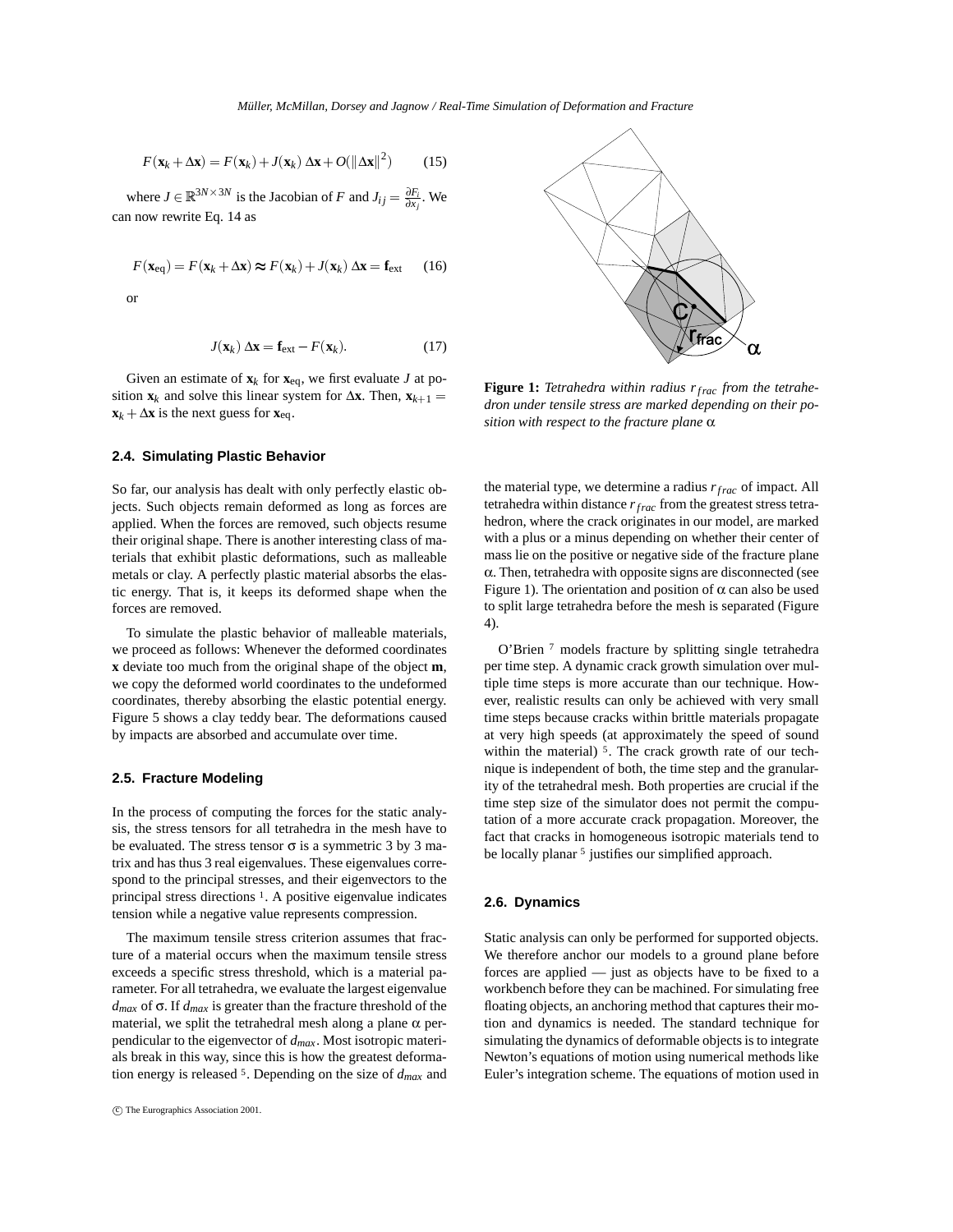$$F(\mathbf{x}_k + \Delta\mathbf{x}) = F(\mathbf{x}_k) + J(\mathbf{x}_k)\,\Delta\mathbf{x} + O(\|\Delta\mathbf{x}\|^2) \qquad (15)$$

where $J \in \mathbb{R}^{3N\times 3N}$ is the Jacobian of $F$ and $J_{ij} = \frac{\partial F_i}{\partial x_j}$. We can now rewrite Eq. 14 as

$$F(\mathbf{x}_{\text{eq}}) = F(\mathbf{x}_k + \Delta\mathbf{x}) \approx F(\mathbf{x}_k) + J(\mathbf{x}_k)\,\Delta\mathbf{x} = \mathbf{f}_{\text{ext}} \qquad (16)$$

or

$$J(\mathbf{x}_k)\,\Delta\mathbf{x} = \mathbf{f}_{\text{ext}} - F(\mathbf{x}_k). \qquad (17)$$

Given an estimate of $\mathbf{x}_k$ for $\mathbf{x}_{\text{eq}}$, we first evaluate $J$ at position $\mathbf{x}_k$ and solve this linear system for $\Delta\mathbf{x}$. Then, $\mathbf{x}_{k+1} = \mathbf{x}_k + \Delta\mathbf{x}$ is the next guess for $\mathbf{x}_{\text{eq}}$.

### 2.4. Simulating Plastic Behavior

So far, our analysis has dealt with only perfectly elastic objects. Such objects remain deformed as long as forces are applied. When the forces are removed, such objects resume their original shape. There is another interesting class of materials that exhibit plastic deformations, such as malleable metals or clay. A perfectly plastic material absorbs the elastic energy. That is, it keeps its deformed shape when the forces are removed.

To simulate the plastic behavior of malleable materials, we proceed as follows: Whenever the deformed coordinates $\mathbf{x}$ deviate too much from the original shape of the object $\mathbf{m}$, we copy the deformed world coordinates to the undeformed coordinates, thereby absorbing the elastic potential energy. Figure 5 shows a clay teddy bear. The deformations caused by impacts are absorbed and accumulate over time.

### 2.5. Fracture Modeling

In the process of computing the forces for the static analysis, the stress tensors for all tetrahedra in the mesh have to be evaluated. The stress tensor $\sigma$ is a symmetric 3 by 3 matrix and has thus 3 real eigenvalues. These eigenvalues correspond to the principal stresses, and their eigenvectors to the principal stress directions [1]. A positive eigenvalue indicates tension while a negative value represents compression.

The maximum tensile stress criterion assumes that fracture of a material occurs when the maximum tensile stress exceeds a specific stress threshold, which is a material parameter. For all tetrahedra, we evaluate the largest eigenvalue $d_{max}$ of $\sigma$. If $d_{max}$ is greater than the fracture threshold of the material, we split the tetrahedral mesh along a plane $\alpha$ perpendicular to the eigenvector of $d_{max}$. Most isotropic materials break in this way, since this is how the greatest deformation energy is released [5]. Depending on the size of $d_{max}$ and the material type, we determine a radius $r_{frac}$ of impact. All tetrahedra within distance $r_{frac}$ from the greatest stress tetrahedron, where the crack originates in our model, are marked with a plus or a minus depending on whether their center of mass lie on the positive or negative side of the fracture plane $\alpha$. Then, tetrahedra with opposite signs are disconnected (see Figure 1). The orientation and position of $\alpha$ can also be used to split large tetrahedra before the mesh is separated (Figure 4).

**Figure 1:** *Tetrahedra within radius $r_{frac}$ from the tetrahedron under tensile stress are marked depending on their position with respect to the fracture plane $\alpha$.*

O'Brien [7] models fracture by splitting single tetrahedra per time step. A dynamic crack growth simulation over multiple time steps is more accurate than our technique. However, realistic results can only be achieved with very small time steps because cracks within brittle materials propagate at very high speeds (at approximately the speed of sound within the material) [5]. The crack growth rate of our technique is independent of both, the time step and the granularity of the tetrahedral mesh. Both properties are crucial if the time step size of the simulator does not permit the computation of a more accurate crack propagation. Moreover, the fact that cracks in homogeneous isotropic materials tend to be locally planar [5] justifies our simplified approach.

### 2.6. Dynamics

Static analysis can only be performed for supported objects. We therefore anchor our models to a ground plane before forces are applied — just as objects have to be fixed to a workbench before they can be machined. For simulating free floating objects, an anchoring method that captures their motion and dynamics is needed. The standard technique for simulating the dynamics of deformable objects is to integrate Newton's equations of motion using numerical methods like Euler's integration scheme. The equations of motion used in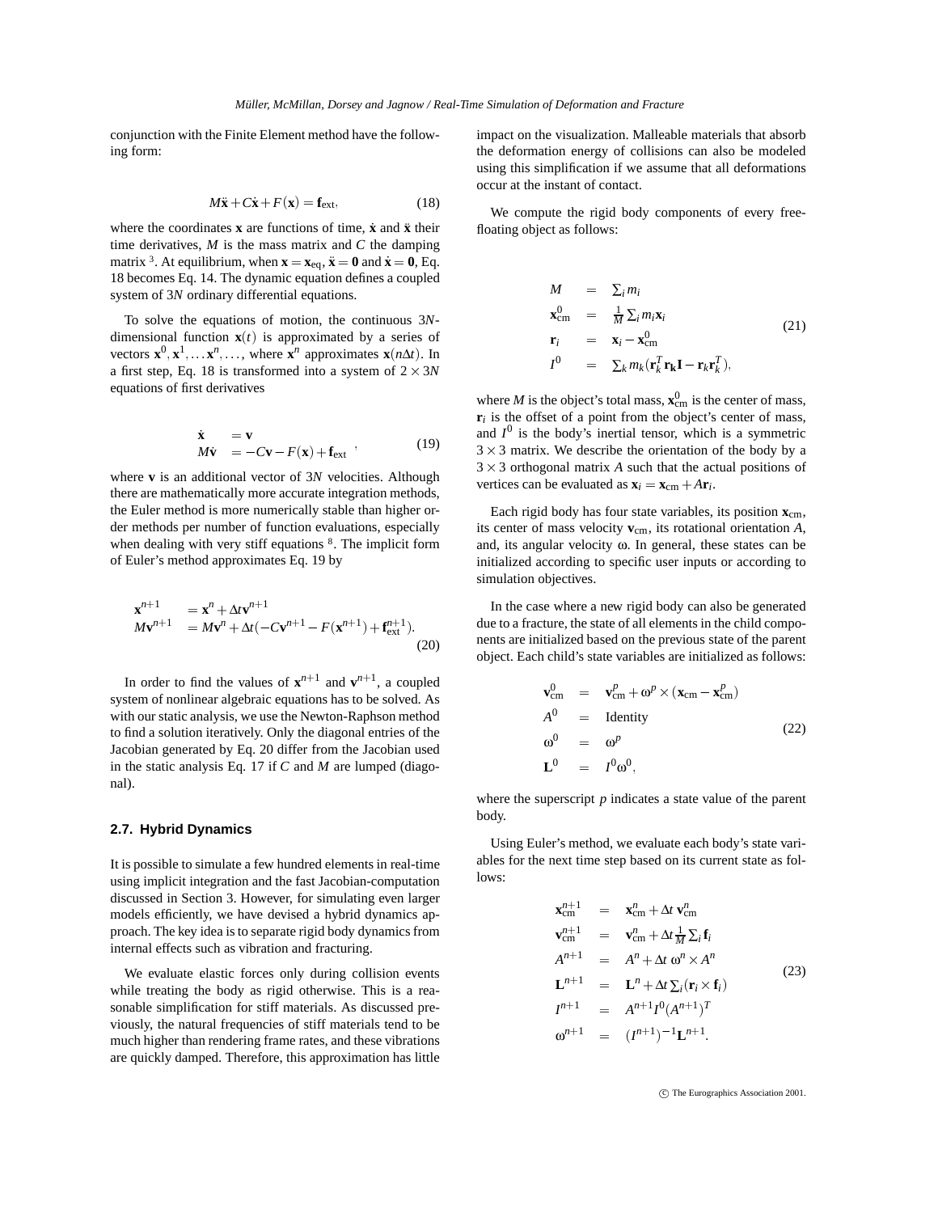conjunction with the Finite Element method have the following form:

$$M\ddot{\mathbf{x}} + C\dot{\mathbf{x}} + F(\mathbf{x}) = \mathbf{f}_{\text{ext}}, \tag{18}$$

where the coordinates $\mathbf{x}$ are functions of time, $\dot{\mathbf{x}}$ and $\ddot{\mathbf{x}}$ their time derivatives, $M$ is the mass matrix and $C$ the damping matrix [3]. At equilibrium, when $\mathbf{x} = \mathbf{x}_{\text{eq}}$, $\ddot{\mathbf{x}} = \mathbf{0}$ and $\dot{\mathbf{x}} = \mathbf{0}$, Eq. 18 becomes Eq. 14. The dynamic equation defines a coupled system of $3N$ ordinary differential equations.

To solve the equations of motion, the continuous $3N$-dimensional function $\mathbf{x}(t)$ is approximated by a series of vectors $\mathbf{x}^0, \mathbf{x}^1, \ldots \mathbf{x}^n, \ldots$, where $\mathbf{x}^n$ approximates $\mathbf{x}(n\Delta t)$. In a first step, Eq. 18 is transformed into a system of $2 \times 3N$ equations of first derivatives

$$\begin{aligned} \dot{\mathbf{x}} &= \mathbf{v} \\ M\dot{\mathbf{v}} &= -C\mathbf{v} - F(\mathbf{x}) + \mathbf{f}_{\text{ext}} \end{aligned}, \tag{19}$$

where $\mathbf{v}$ is an additional vector of $3N$ velocities. Although there are mathematically more accurate integration methods, the Euler method is more numerically stable than higher order methods per number of function evaluations, especially when dealing with very stiff equations [8]. The implicit form of Euler's method approximates Eq. 19 by

$$\begin{aligned} \mathbf{x}^{n+1} &= \mathbf{x}^n + \Delta t \mathbf{v}^{n+1} \\ M\mathbf{v}^{n+1} &= M\mathbf{v}^n + \Delta t(-C\mathbf{v}^{n+1} - F(\mathbf{x}^{n+1}) + \mathbf{f}_{\text{ext}}^{n+1}). \end{aligned} \tag{20}$$

In order to find the values of $\mathbf{x}^{n+1}$ and $\mathbf{v}^{n+1}$, a coupled system of nonlinear algebraic equations has to be solved. As with our static analysis, we use the Newton-Raphson method to find a solution iteratively. Only the diagonal entries of the Jacobian generated by Eq. 20 differ from the Jacobian used in the static analysis Eq. 17 if $C$ and $M$ are lumped (diagonal).

### 2.7. Hybrid Dynamics

It is possible to simulate a few hundred elements in real-time using implicit integration and the fast Jacobian-computation discussed in Section 3. However, for simulating even larger models efficiently, we have devised a hybrid dynamics approach. The key idea is to separate rigid body dynamics from internal effects such as vibration and fracturing.

We evaluate elastic forces only during collision events while treating the body as rigid otherwise. This is a reasonable simplification for stiff materials. As discussed previously, the natural frequencies of stiff materials tend to be much higher than rendering frame rates, and these vibrations are quickly damped. Therefore, this approximation has little impact on the visualization. Malleable materials that absorb the deformation energy of collisions can also be modeled using this simplification if we assume that all deformations occur at the instant of contact.

We compute the rigid body components of every free-floating object as follows:

$$\begin{aligned} M &= \sum_i m_i \\ \mathbf{x}_{\text{cm}}^0 &= \frac{1}{M}\sum_i m_i \mathbf{x}_i \\ \mathbf{r}_i &= \mathbf{x}_i - \mathbf{x}_{\text{cm}}^0 \\ I^0 &= \sum_k m_k(\mathbf{r}_k^T \mathbf{r}_k \mathbf{I} - \mathbf{r}_k \mathbf{r}_k^T), \end{aligned} \tag{21}$$

where $M$ is the object's total mass, $\mathbf{x}_{\text{cm}}^0$ is the center of mass, $\mathbf{r}_i$ is the offset of a point from the object's center of mass, and $I^0$ is the body's inertial tensor, which is a symmetric $3 \times 3$ matrix. We describe the orientation of the body by a $3 \times 3$ orthogonal matrix $A$ such that the actual positions of vertices can be evaluated as $\mathbf{x}_i = \mathbf{x}_{\text{cm}} + A\mathbf{r}_i$.

Each rigid body has four state variables, its position $\mathbf{x}_{\text{cm}}$, its center of mass velocity $\mathbf{v}_{\text{cm}}$, its rotational orientation $A$, and, its angular velocity $\omega$. In general, these states can be initialized according to specific user inputs or according to simulation objectives.

In the case where a new rigid body can also be generated due to a fracture, the state of all elements in the child components are initialized based on the previous state of the parent object. Each child's state variables are initialized as follows:

$$\begin{aligned} \mathbf{v}_{\text{cm}}^0 &= \mathbf{v}_{\text{cm}}^p + \omega^p \times (\mathbf{x}_{\text{cm}} - \mathbf{x}_{\text{cm}}^p) \\ A^0 &= \text{Identity} \\ \omega^0 &= \omega^p \\ \mathbf{L}^0 &= I^0 \omega^0, \end{aligned} \tag{22}$$

where the superscript $p$ indicates a state value of the parent body.

Using Euler's method, we evaluate each body's state variables for the next time step based on its current state as follows:

$$\begin{aligned} \mathbf{x}_{\text{cm}}^{n+1} &= \mathbf{x}_{\text{cm}}^n + \Delta t\, \mathbf{v}_{\text{cm}}^n \\ \mathbf{v}_{\text{cm}}^{n+1} &= \mathbf{v}_{\text{cm}}^n + \Delta t \frac{1}{M}\sum_i \mathbf{f}_i \\ A^{n+1} &= A^n + \Delta t\, \omega^n \times A^n \\ \mathbf{L}^{n+1} &= \mathbf{L}^n + \Delta t \sum_i (\mathbf{r}_i \times \mathbf{f}_i) \\ I^{n+1} &= A^{n+1} I^0 (A^{n+1})^T \\ \omega^{n+1} &= (I^{n+1})^{-1} \mathbf{L}^{n+1}. \end{aligned} \tag{23}$$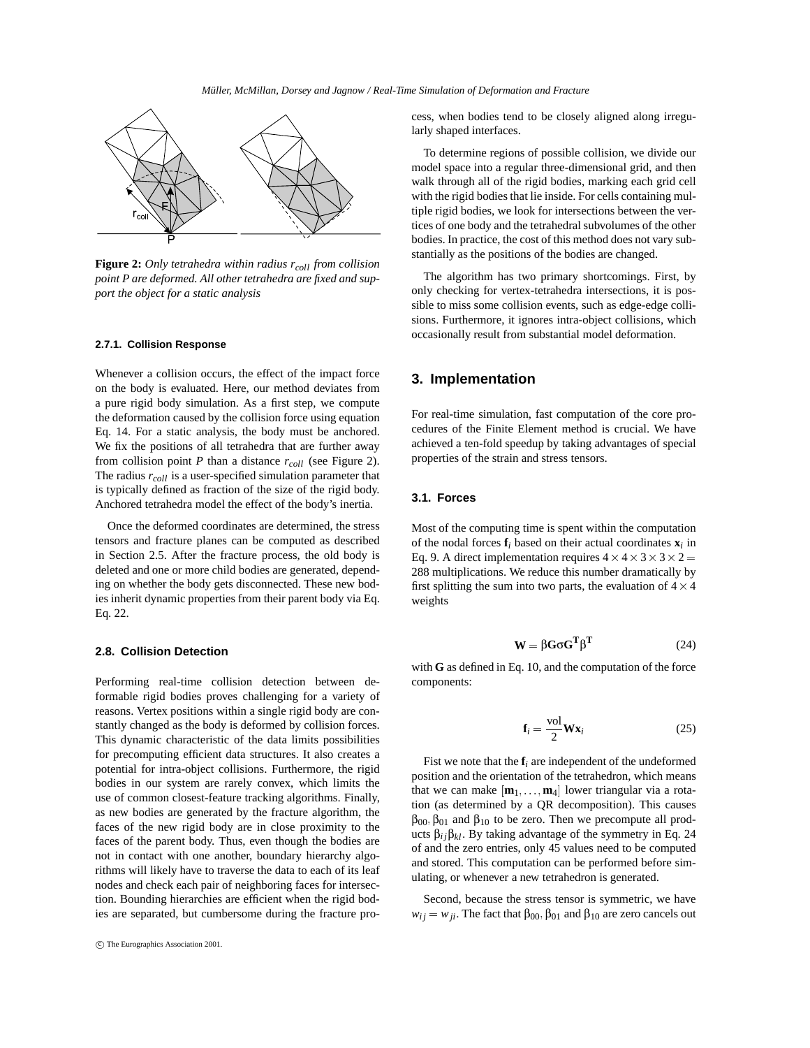**Figure 2:** *Only tetrahedra within radius $r_{coll}$ from collision point P are deformed. All other tetrahedra are fixed and support the object for a static analysis*

#### 2.7.1. Collision Response

Whenever a collision occurs, the effect of the impact force on the body is evaluated. Here, our method deviates from a pure rigid body simulation. As a first step, we compute the deformation caused by the collision force using equation Eq. 14. For a static analysis, the body must be anchored. We fix the positions of all tetrahedra that are further away from collision point $P$ than a distance $r_{coll}$ (see Figure 2). The radius $r_{coll}$ is a user-specified simulation parameter that is typically defined as fraction of the size of the rigid body. Anchored tetrahedra model the effect of the body's inertia.

Once the deformed coordinates are determined, the stress tensors and fracture planes can be computed as described in Section 2.5. After the fracture process, the old body is deleted and one or more child bodies are generated, depending on whether the body gets disconnected. These new bodies inherit dynamic properties from their parent body via Eq. Eq. 22.

### 2.8. Collision Detection

Performing real-time collision detection between deformable rigid bodies proves challenging for a variety of reasons. Vertex positions within a single rigid body are constantly changed as the body is deformed by collision forces. This dynamic characteristic of the data limits possibilities for precomputing efficient data structures. It also creates a potential for intra-object collisions. Furthermore, the rigid bodies in our system are rarely convex, which limits the use of common closest-feature tracking algorithms. Finally, as new bodies are generated by the fracture algorithm, the faces of the new rigid body are in close proximity to the faces of the parent body. Thus, even though the bodies are not in contact with one another, boundary hierarchy algorithms will likely have to traverse the data to each of its leaf nodes and check each pair of neighboring faces for intersection. Bounding hierarchies are efficient when the rigid bodies are separated, but cumbersome during the fracture process, when bodies tend to be closely aligned along irregularly shaped interfaces.

To determine regions of possible collision, we divide our model space into a regular three-dimensional grid, and then walk through all of the rigid bodies, marking each grid cell with the rigid bodies that lie inside. For cells containing multiple rigid bodies, we look for intersections between the vertices of one body and the tetrahedral subvolumes of the other bodies. In practice, the cost of this method does not vary substantially as the positions of the bodies are changed.

The algorithm has two primary shortcomings. First, by only checking for vertex-tetrahedra intersections, it is possible to miss some collision events, such as edge-edge collisions. Furthermore, it ignores intra-object collisions, which occasionally result from substantial model deformation.

## 3. Implementation

For real-time simulation, fast computation of the core procedures of the Finite Element method is crucial. We have achieved a ten-fold speedup by taking advantages of special properties of the strain and stress tensors.

### 3.1. Forces

Most of the computing time is spent within the computation of the nodal forces $\mathbf{f}_i$ based on their actual coordinates $\mathbf{x}_i$ in Eq. 9. A direct implementation requires $4 \times 4 \times 3 \times 3 \times 2 = 288$ multiplications. We reduce this number dramatically by first splitting the sum into two parts, the evaluation of $4 \times 4$ weights

$$\mathbf{W} = \beta \mathbf{G} \sigma \mathbf{G}^{\mathbf{T}} \beta^{\mathbf{T}} \tag{24}$$

with $\mathbf{G}$ as defined in Eq. 10, and the computation of the force components:

$$\mathbf{f}_i = \frac{\text{vol}}{2} \mathbf{W} \mathbf{x}_i \tag{25}$$

Fist we note that the $\mathbf{f}_i$ are independent of the undeformed position and the orientation of the tetrahedron, which means that we can make $[\mathbf{m}_1, \ldots, \mathbf{m}_4]$ lower triangular via a rotation (as determined by a QR decomposition). This causes $\beta_{00}$, $\beta_{01}$ and $\beta_{10}$ to be zero. Then we precompute all products $\beta_{ij}\beta_{kl}$. By taking advantage of the symmetry in Eq. 24 of and the zero entries, only 45 values need to be computed and stored. This computation can be performed before simulating, or whenever a new tetrahedron is generated.

Second, because the stress tensor is symmetric, we have $w_{ij} = w_{ji}$. The fact that $\beta_{00}$, $\beta_{01}$ and $\beta_{10}$ are zero cancels out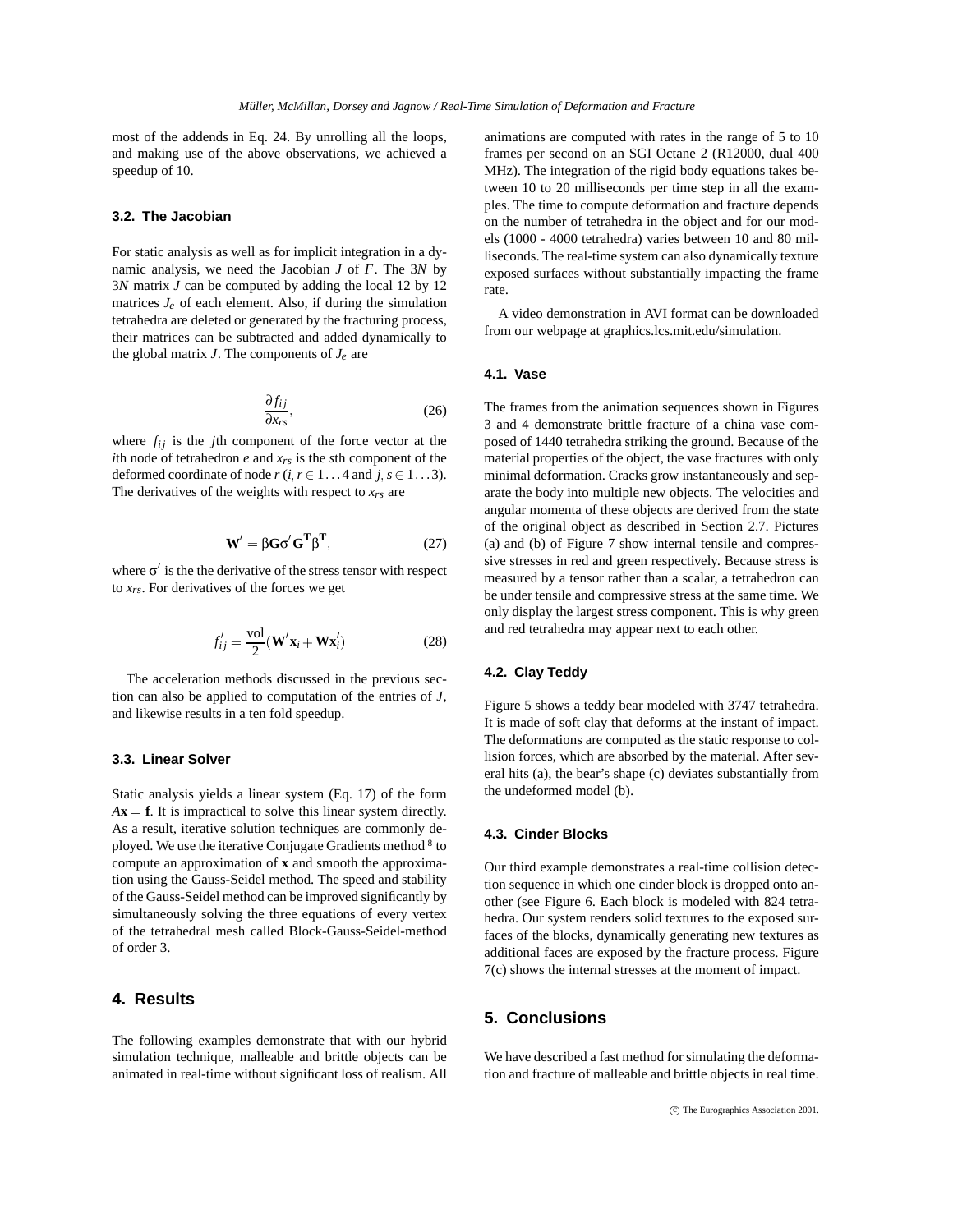most of the addends in Eq. 24. By unrolling all the loops, and making use of the above observations, we achieved a speedup of 10.

### 3.2. The Jacobian

For static analysis as well as for implicit integration in a dynamic analysis, we need the Jacobian $J$ of $F$. The $3N$ by $3N$ matrix $J$ can be computed by adding the local 12 by 12 matrices $J_e$ of each element. Also, if during the simulation tetrahedra are deleted or generated by the fracturing process, their matrices can be subtracted and added dynamically to the global matrix $J$. The components of $J_e$ are

$$\frac{\partial f_{ij}}{\partial x_{rs}}, \tag{26}$$

where $f_{ij}$ is the $j$th component of the force vector at the $i$th node of tetrahedron $e$ and $x_{rs}$ is the $s$th component of the deformed coordinate of node $r$ ($i, r \in 1 \ldots 4$ and $j, s \in 1 \ldots 3$). The derivatives of the weights with respect to $x_{rs}$ are

$$\mathbf{W}' = \beta \mathbf{G} \sigma' \mathbf{G}^{\mathbf{T}} \beta^{\mathbf{T}}, \tag{27}$$

where $\sigma'$ is the the derivative of the stress tensor with respect to $x_{rs}$. For derivatives of the forces we get

$$f'_{ij} = \frac{\text{vol}}{2}(\mathbf{W}'\mathbf{x}_i + \mathbf{W}\mathbf{x}'_i) \tag{28}$$

The acceleration methods discussed in the previous section can also be applied to computation of the entries of $J$, and likewise results in a ten fold speedup.

### 3.3. Linear Solver

Static analysis yields a linear system (Eq. 17) of the form $A\mathbf{x} = \mathbf{f}$. It is impractical to solve this linear system directly. As a result, iterative solution techniques are commonly deployed. We use the iterative Conjugate Gradients method [8] to compute an approximation of $\mathbf{x}$ and smooth the approximation using the Gauss-Seidel method. The speed and stability of the Gauss-Seidel method can be improved significantly by simultaneously solving the three equations of every vertex of the tetrahedral mesh called Block-Gauss-Seidel-method of order 3.

## 4. Results

The following examples demonstrate that with our hybrid simulation technique, malleable and brittle objects can be animated in real-time without significant loss of realism. All animations are computed with rates in the range of 5 to 10 frames per second on an SGI Octane 2 (R12000, dual 400 MHz). The integration of the rigid body equations takes between 10 to 20 milliseconds per time step in all the examples. The time to compute deformation and fracture depends on the number of tetrahedra in the object and for our models (1000 - 4000 tetrahedra) varies between 10 and 80 milliseconds. The real-time system can also dynamically texture exposed surfaces without substantially impacting the frame rate.

A video demonstration in AVI format can be downloaded from our webpage at graphics.lcs.mit.edu/simulation.

### 4.1. Vase

The frames from the animation sequences shown in Figures 3 and 4 demonstrate brittle fracture of a china vase composed of 1440 tetrahedra striking the ground. Because of the material properties of the object, the vase fractures with only minimal deformation. Cracks grow instantaneously and separate the body into multiple new objects. The velocities and angular momenta of these objects are derived from the state of the original object as described in Section 2.7. Pictures (a) and (b) of Figure 7 show internal tensile and compressive stresses in red and green respectively. Because stress is measured by a tensor rather than a scalar, a tetrahedron can be under tensile and compressive stress at the same time. We only display the largest stress component. This is why green and red tetrahedra may appear next to each other.

### 4.2. Clay Teddy

Figure 5 shows a teddy bear modeled with 3747 tetrahedra. It is made of soft clay that deforms at the instant of impact. The deformations are computed as the static response to collision forces, which are absorbed by the material. After several hits (a), the bear's shape (c) deviates substantially from the undeformed model (b).

### 4.3. Cinder Blocks

Our third example demonstrates a real-time collision detection sequence in which one cinder block is dropped onto another (see Figure 6. Each block is modeled with 824 tetrahedra. Our system renders solid textures to the exposed surfaces of the blocks, dynamically generating new textures as additional faces are exposed by the fracture process. Figure 7(c) shows the internal stresses at the moment of impact.

## 5. Conclusions

We have described a fast method for simulating the deformation and fracture of malleable and brittle objects in real time.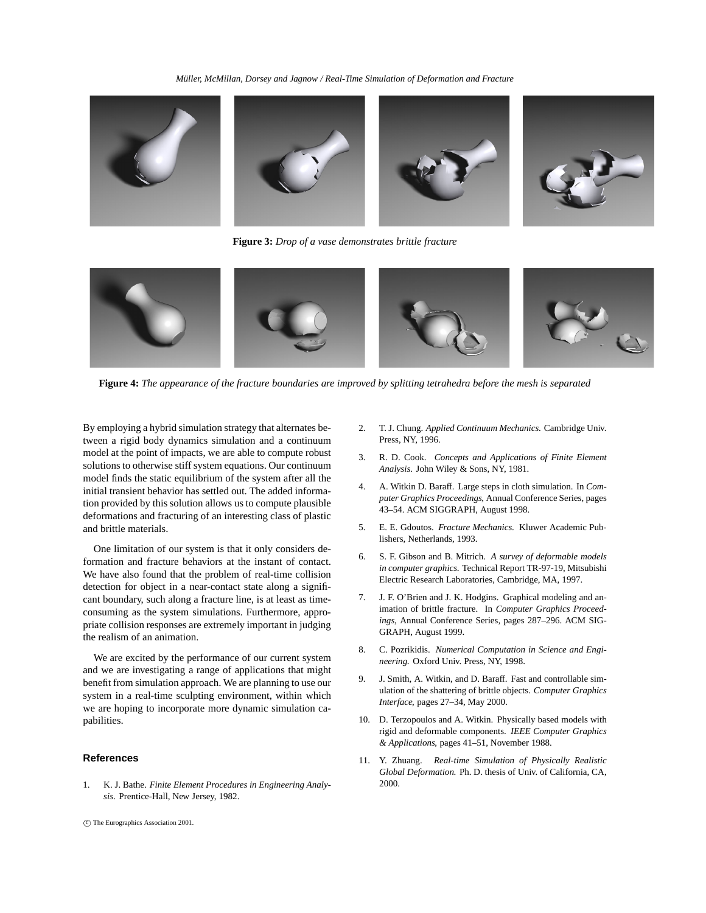**Figure 3:** *Drop of a vase demonstrates brittle fracture*

**Figure 4:** *The appearance of the fracture boundaries are improved by splitting tetrahedra before the mesh is separated*

By employing a hybrid simulation strategy that alternates between a rigid body dynamics simulation and a continuum model at the point of impacts, we are able to compute robust solutions to otherwise stiff system equations. Our continuum model finds the static equilibrium of the system after all the initial transient behavior has settled out. The added information provided by this solution allows us to compute plausible deformations and fracturing of an interesting class of plastic and brittle materials.

One limitation of our system is that it only considers deformation and fracture behaviors at the instant of contact. We have also found that the problem of real-time collision detection for object in a near-contact state along a significant boundary, such along a fracture line, is at least as time-consuming as the system simulations. Furthermore, appropriate collision responses are extremely important in judging the realism of an animation.

We are excited by the performance of our current system and we are investigating a range of applications that might benefit from simulation approach. We are planning to use our system in a real-time sculpting environment, within which we are hoping to incorporate more dynamic simulation capabilities.

## References

1. K. J. Bathe. *Finite Element Procedures in Engineering Analysis.* Prentice-Hall, New Jersey, 1982.
2. T. J. Chung. *Applied Continuum Mechanics.* Cambridge Univ. Press, NY, 1996.
3. R. D. Cook. *Concepts and Applications of Finite Element Analysis.* John Wiley & Sons, NY, 1981.
4. A. Witkin D. Baraff. Large steps in cloth simulation. In *Computer Graphics Proceedings*, Annual Conference Series, pages 43–54. ACM SIGGRAPH, August 1998.
5. E. E. Gdoutos. *Fracture Mechanics.* Kluwer Academic Publishers, Netherlands, 1993.
6. S. F. Gibson and B. Mitrich. *A survey of deformable models in computer graphics.* Technical Report TR-97-19, Mitsubishi Electric Research Laboratories, Cambridge, MA, 1997.
7. J. F. O'Brien and J. K. Hodgins. Graphical modeling and animation of brittle fracture. In *Computer Graphics Proceedings*, Annual Conference Series, pages 287–296. ACM SIGGRAPH, August 1999.
8. C. Pozrikidis. *Numerical Computation in Science and Engineering.* Oxford Univ. Press, NY, 1998.
9. J. Smith, A. Witkin, and D. Baraff. Fast and controllable simulation of the shattering of brittle objects. *Computer Graphics Interface*, pages 27–34, May 2000.
10. D. Terzopoulos and A. Witkin. Physically based models with rigid and deformable components. *IEEE Computer Graphics & Applications*, pages 41–51, November 1988.
11. Y. Zhuang. *Real-time Simulation of Physically Realistic Global Deformation.* Ph. D. thesis of Univ. of California, CA, 2000.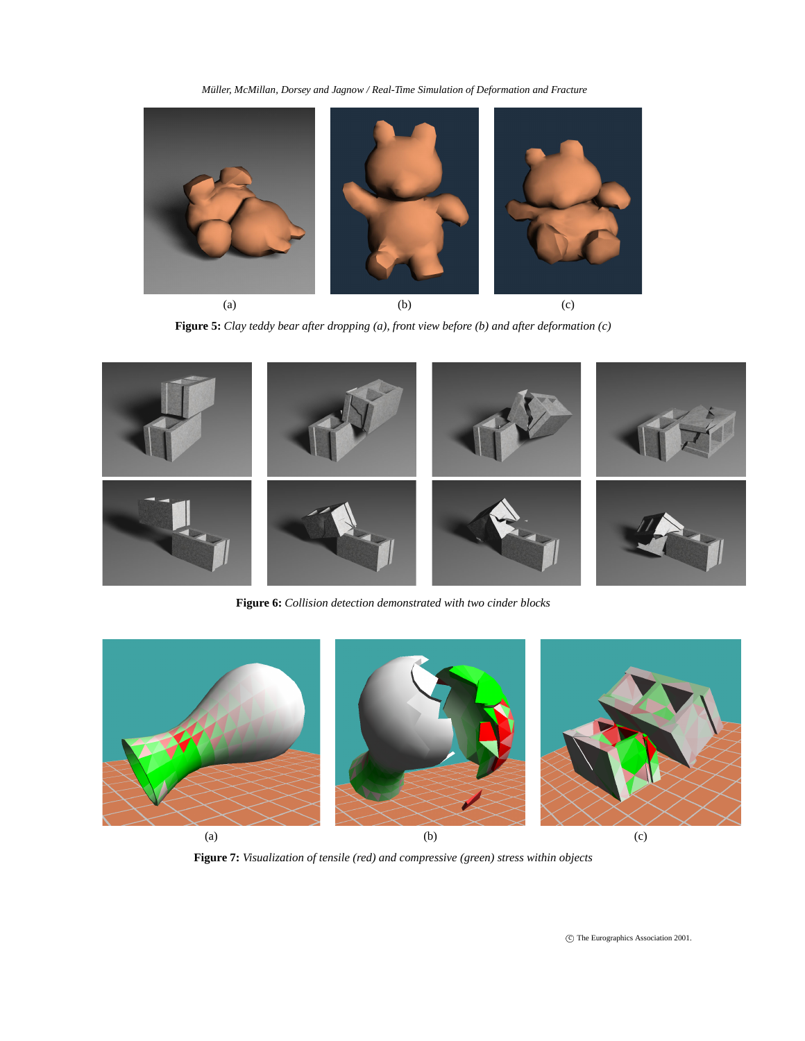(a)

(b)

(c)

**Figure 5:** *Clay teddy bear after dropping (a), front view before (b) and after deformation (c)*

**Figure 6:** *Collision detection demonstrated with two cinder blocks*

(a)

(b)

(c)

**Figure 7:** *Visualization of tensile (red) and compressive (green) stress within objects*